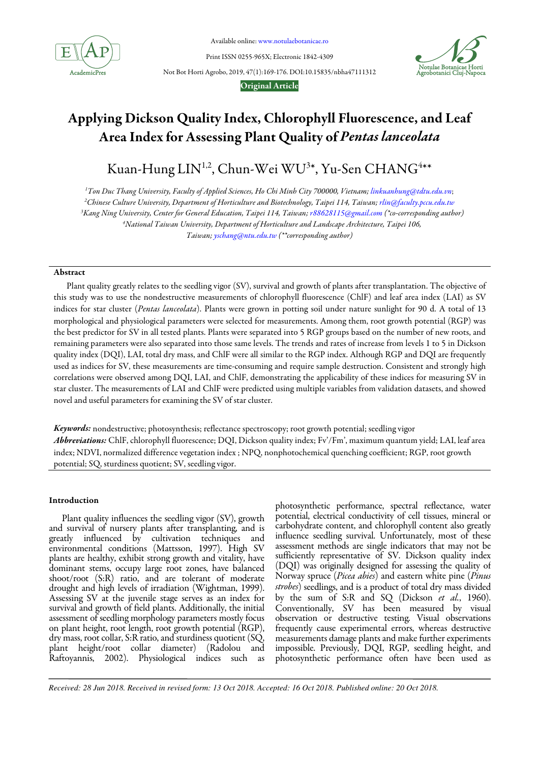Original Article

# Applying Dickson Quality Index, Chlorophyll Fluorescence, and Leaf Area Index for Assessing Plant Quality of *Pentas lanceolata*

Kuan-Hung LIN[1,2], Chun-Wei WU[3]*, Yu-Sen CHANG[4]**

[1]*Ton Duc Thang University, Faculty of Applied Sciences, Ho Chi Minh City 700000, Vietnam; linkuanhung@tdtu.edu.vn*;
[2]*Chinese Culture University, Department of Horticulture and Biotechnology, Taipei 114, Taiwan; rlin@faculty.pccu.edu.tw*
[3]*Kang Ning University, Center for General Education, Taipei 114, Taiwan; r88628115@gmail.com (*co-corresponding author)*
[4]*National Taiwan University, Department of Horticulture and Landscape Architecture, Taipei 106, Taiwan; yschang@ntu.edu.tw (**corresponding author)*

## Abstract

Plant quality greatly relates to the seedling vigor (SV), survival and growth of plants after transplantation. The objective of this study was to use the nondestructive measurements of chlorophyll fluorescence (ChlF) and leaf area index (LAI) as SV indices for star cluster (*Pentas lanceolata*). Plants were grown in potting soil under nature sunlight for 90 d. A total of 13 morphological and physiological parameters were selected for measurements. Among them, root growth potential (RGP) was the best predictor for SV in all tested plants. Plants were separated into 5 RGP groups based on the number of new roots, and remaining parameters were also separated into those same levels. The trends and rates of increase from levels 1 to 5 in Dickson quality index (DQI), LAI, total dry mass, and ChlF were all similar to the RGP index. Although RGP and DQI are frequently used as indices for SV, these measurements are time-consuming and require sample destruction. Consistent and strongly high correlations were observed among DQI, LAI, and ChlF, demonstrating the applicability of these indices for measuring SV in star cluster. The measurements of LAI and ChlF were predicted using multiple variables from validation datasets, and showed novel and useful parameters for examining the SV of star cluster.

***Keywords:*** nondestructive; photosynthesis; reflectance spectroscopy; root growth potential; seedling vigor

***Abbreviations:*** ChlF, chlorophyll fluorescence; DQI, Dickson quality index; Fv'/Fm', maximum quantum yield; LAI, leaf area index; NDVI, normalized difference vegetation index ; NPQ, nonphotochemical quenching coefficient; RGP, root growth potential; SQ, sturdiness quotient; SV, seedling vigor.

## Introduction

Plant quality influences the seedling vigor (SV), growth and survival of nursery plants after transplanting, and is greatly influenced by cultivation techniques and environmental conditions (Mattsson, 1997). High SV plants are healthy, exhibit strong growth and vitality, have dominant stems, occupy large root zones, have balanced shoot/root (S:R) ratio, and are tolerant of moderate drought and high levels of irradiation (Wightman, 1999). Assessing SV at the juvenile stage serves as an index for survival and growth of field plants. Additionally, the initial assessment of seedling morphology parameters mostly focus on plant height, root length, root growth potential (RGP), dry mass, root collar, S:R ratio, and sturdiness quotient (SQ, plant height/root collar diameter) (Radolou and Raftoyannis, 2002). Physiological indices such as photosynthetic performance, spectral reflectance, water potential, electrical conductivity of cell tissues, mineral or carbohydrate content, and chlorophyll content also greatly influence seedling survival. Unfortunately, most of these assessment methods are single indicators that may not be sufficiently representative of SV. Dickson quality index (DQI) was originally designed for assessing the quality of Norway spruce (*Picea abies*) and eastern white pine (*Pinus strobes*) seedlings, and is a product of total dry mass divided by the sum of S:R and SQ (Dickson *et al.*, 1960). Conventionally, SV has been measured by visual observation or destructive testing. Visual observations frequently cause experimental errors, whereas destructive measurements damage plants and make further experiments impossible. Previously, DQI, RGP, seedling height, and photosynthetic performance often have been used as

*Received: 28 Jun 2018. Received in revised form: 13 Oct 2018. Accepted: 16 Oct 2018. Published online: 20 Oct 2018.*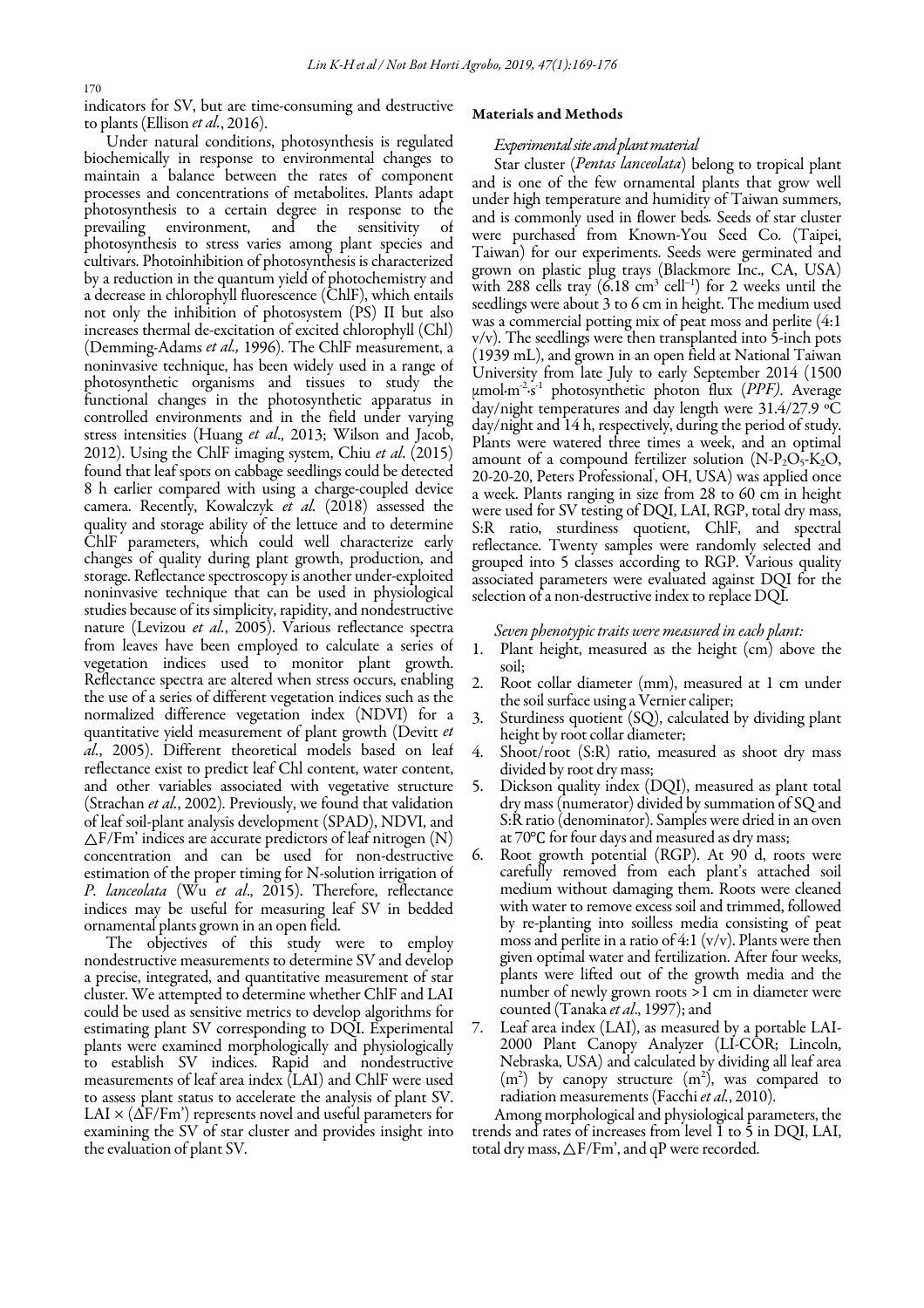indicators for SV, but are time-consuming and destructive to plants (Ellison *et al.*, 2016).

Under natural conditions, photosynthesis is regulated biochemically in response to environmental changes to maintain a balance between the rates of component processes and concentrations of metabolites. Plants adapt photosynthesis to a certain degree in response to the prevailing environment, and the sensitivity of photosynthesis to stress varies among plant species and cultivars. Photoinhibition of photosynthesis is characterized by a reduction in the quantum yield of photochemistry and a decrease in chlorophyll fluorescence (ChlF), which entails not only the inhibition of photosystem (PS) II but also increases thermal de-excitation of excited chlorophyll (Chl) (Demming-Adams *et al.,* 1996). The ChlF measurement, a noninvasive technique, has been widely used in a range of photosynthetic organisms and tissues to study the functional changes in the photosynthetic apparatus in controlled environments and in the field under varying stress intensities (Huang *et al*., 2013; Wilson and Jacob, 2012). Using the ChlF imaging system, Chiu *et al*. (2015) found that leaf spots on cabbage seedlings could be detected 8 h earlier compared with using a charge-coupled device camera. Recently, Kowalczyk *et al.* (2018) assessed the quality and storage ability of the lettuce and to determine ChlF parameters, which could well characterize early changes of quality during plant growth, production, and storage. Reflectance spectroscopy is another under-exploited noninvasive technique that can be used in physiological studies because of its simplicity, rapidity, and nondestructive nature (Levizou *et al.*, 2005). Various reflectance spectra from leaves have been employed to calculate a series of vegetation indices used to monitor plant growth. Reflectance spectra are altered when stress occurs, enabling the use of a series of different vegetation indices such as the normalized difference vegetation index (NDVI) for a quantitative yield measurement of plant growth (Devitt *et al.*, 2005). Different theoretical models based on leaf reflectance exist to predict leaf Chl content, water content, and other variables associated with vegetative structure (Strachan *et al.*, 2002). Previously, we found that validation of leaf soil-plant analysis development (SPAD), NDVI, and $\triangle F/Fm'$ indices are accurate predictors of leaf nitrogen (N) concentration and can be used for non-destructive estimation of the proper timing for N-solution irrigation of *P. lanceolata* (Wu *et al*., 2015). Therefore, reflectance indices may be useful for measuring leaf SV in bedded ornamental plants grown in an open field.

The objectives of this study were to employ nondestructive measurements to determine SV and develop a precise, integrated, and quantitative measurement of star cluster. We attempted to determine whether ChlF and LAI could be used as sensitive metrics to develop algorithms for estimating plant SV corresponding to DQI. Experimental plants were examined morphologically and physiologically to establish SV indices. Rapid and nondestructive measurements of leaf area index (LAI) and ChlF were used to assess plant status to accelerate the analysis of plant SV. LAI × ($\Delta F/Fm'$) represents novel and useful parameters for examining the SV of star cluster and provides insight into the evaluation of plant SV.

## Materials and Methods

### *Experimental site and plant material*

Star cluster (*Pentas lanceolata*) belong to tropical plant and is one of the few ornamental plants that grow well under high temperature and humidity of Taiwan summers, and is commonly used in flower beds. Seeds of star cluster were purchased from Known-You Seed Co. (Taipei, Taiwan) for our experiments. Seeds were germinated and grown on plastic plug trays (Blackmore Inc., CA, USA) with 288 cells tray (6.18 $cm^3$ $cell^{-1}$) for 2 weeks until the seedlings were about 3 to 6 cm in height. The medium used was a commercial potting mix of peat moss and perlite (4:1 v/v). The seedlings were then transplanted into 5-inch pots (1939 mL), and grown in an open field at National Taiwan University from late July to early September 2014 (1500 $\mu mol \cdot m^{-2} \cdot s^{-1}$ photosynthetic photon flux (*PPF)*. Average day/night temperatures and day length were 31.4/27.9 °C day/night and 14 h, respectively, during the period of study. Plants were watered three times a week, and an optimal amount of a compound fertilizer solution (N-$P_2O_5$-$K_2O$, 20-20-20, Peters Professional®, OH, USA) was applied once a week. Plants ranging in size from 28 to 60 cm in height were used for SV testing of DQI, LAI, RGP, total dry mass, S:R ratio, sturdiness quotient, ChlF, and spectral reflectance. Twenty samples were randomly selected and grouped into 5 classes according to RGP. Various quality associated parameters were evaluated against DQI for the selection of a non-destructive index to replace DQI.

*Seven phenotypic traits were measured in each plant:*

1. Plant height, measured as the height (cm) above the soil;
2. Root collar diameter (mm), measured at 1 cm under the soil surface using a Vernier caliper;
3. Sturdiness quotient (SQ), calculated by dividing plant height by root collar diameter;
4. Shoot/root (S:R) ratio, measured as shoot dry mass divided by root dry mass;
5. Dickson quality index (DQI), measured as plant total dry mass (numerator) divided by summation of SQ and S:R ratio (denominator). Samples were dried in an oven at 70℃ for four days and measured as dry mass;
6. Root growth potential (RGP). At 90 d, roots were carefully removed from each plant's attached soil medium without damaging them. Roots were cleaned with water to remove excess soil and trimmed, followed by re-planting into soilless media consisting of peat moss and perlite in a ratio of 4:1 (v/v). Plants were then given optimal water and fertilization. After four weeks, plants were lifted out of the growth media and the number of newly grown roots >1 cm in diameter were counted (Tanaka *et al*., 1997); and
7. Leaf area index (LAI), as measured by a portable LAI-2000 Plant Canopy Analyzer (LI-COR; Lincoln, Nebraska, USA) and calculated by dividing all leaf area ($m^2$) by canopy structure ($m^2$), was compared to radiation measurements (Facchi *et al.*, 2010).

Among morphological and physiological parameters, the trends and rates of increases from level 1 to 5 in DQI, LAI, total dry mass, $\triangle F/Fm'$, and qP were recorded.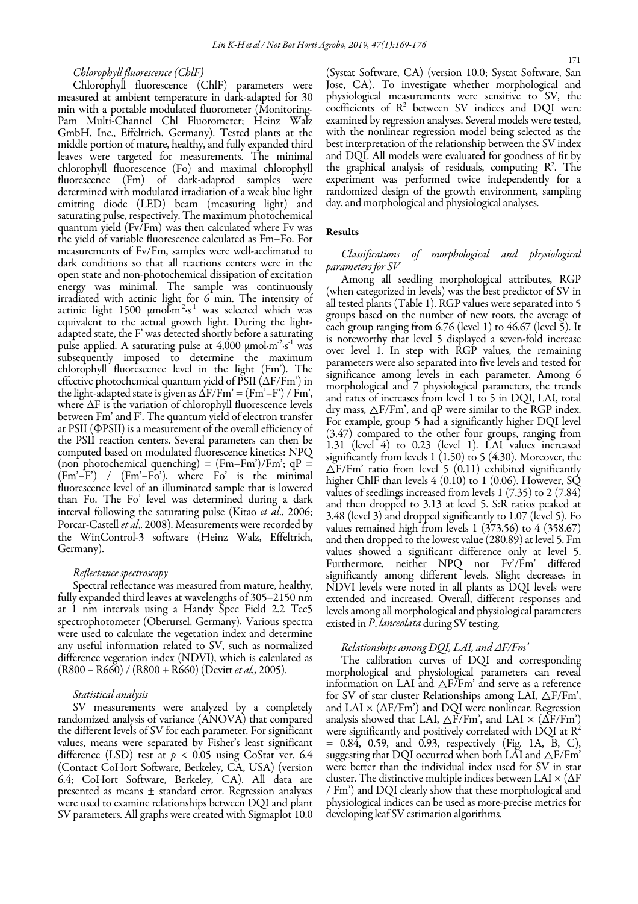*Chlorophyll fluorescence (ChlF)*

Chlorophyll fluorescence (ChlF) parameters were measured at ambient temperature in dark-adapted for 30 min with a portable modulated fluorometer (Monitoring-Pam Multi-Channel Chl Fluorometer; Heinz Walz GmbH, Inc., Effeltrich, Germany). Tested plants at the middle portion of mature, healthy, and fully expanded third leaves were targeted for measurements. The minimal chlorophyll fluorescence (Fo) and maximal chlorophyll fluorescence (Fm) of dark-adapted samples were determined with modulated irradiation of a weak blue light emitting diode (LED) beam (measuring light) and saturating pulse, respectively. The maximum photochemical quantum yield (Fv/Fm) was then calculated where Fv was the yield of variable fluorescence calculated as Fm–Fo. For measurements of Fv/Fm, samples were well-acclimated to dark conditions so that all reactions centers were in the open state and non-photochemical dissipation of excitation energy was minimal. The sample was continuously irradiated with actinic light for 6 min. The intensity of actinic light 1500 $\mu mol \cdot m^{-2} \cdot s^{-1}$ was selected which was equivalent to the actual growth light. During the light-adapted state, the F' was detected shortly before a saturating pulse applied. A saturating pulse at 4,000 $\mu mol \cdot m^{-2} \cdot s^{-1}$ was subsequently imposed to determine the maximum chlorophyll fluorescence level in the light (Fm'). The effective photochemical quantum yield of PSII (ΔF/Fm') in the light-adapted state is given as ΔF/Fm' = (Fm'–F') / Fm', where ΔF is the variation of chlorophyll fluorescence levels between Fm' and F'. The quantum yield of electron transfer at PSII (ΦPSII) is a measurement of the overall efficiency of the PSII reaction centers. Several parameters can then be computed based on modulated fluorescence kinetics: NPQ (non photochemical quenching) = (Fm–Fm')/Fm'; qP = (Fm'–F') / (Fm'–Fo'), where Fo' is the minimal fluorescence level of an illuminated sample that is lowered than Fo. The Fo' level was determined during a dark interval following the saturating pulse (Kitao *et al*., 2006; Porcar-Castell *et al*,. 2008). Measurements were recorded by the WinControl-3 software (Heinz Walz, Effeltrich, Germany).

*Reflectance spectroscopy*

Spectral reflectance was measured from mature, healthy, fully expanded third leaves at wavelengths of 305–2150 nm at 1 nm intervals using a Handy Spec Field 2.2 Tec5 spectrophotometer (Oberursel, Germany). Various spectra were used to calculate the vegetation index and determine any useful information related to SV, such as normalized difference vegetation index (NDVI), which is calculated as (R800 – R660) / (R800 + R660) (Devitt *et al.,* 2005).

*Statistical analysis*

SV measurements were analyzed by a completely randomized analysis of variance (ANOVA) that compared the different levels of SV for each parameter. For significant values, means were separated by Fisher's least significant difference (LSD) test at $p < 0.05$ using CoStat ver. 6.4 (Contact CoHort Software, Berkeley, CA, USA) (version 6.4; CoHort Software, Berkeley, CA). All data are presented as means ± standard error. Regression analyses were used to examine relationships between DQI and plant SV parameters. All graphs were created with Sigmaplot 10.0 (Systat Software, CA) (version 10.0; Systat Software, San Jose, CA). To investigate whether morphological and physiological measurements were sensitive to SV, the coefficients of $R^2$ between SV indices and DQI were examined by regression analyses. Several models were tested, with the nonlinear regression model being selected as the best interpretation of the relationship between the SV index and DQI. All models were evaluated for goodness of fit by the graphical analysis of residuals, computing $R^2$. The experiment was performed twice independently for a randomized design of the growth environment, sampling day, and morphological and physiological analyses.

## Results

*Classifications of morphological and physiological parameters for SV*

Among all seedling morphological attributes, RGP (when categorized in levels) was the best predictor of SV in all tested plants (Table 1). RGP values were separated into 5 groups based on the number of new roots, the average of each group ranging from 6.76 (level 1) to 46.67 (level 5). It is noteworthy that level 5 displayed a seven-fold increase over level 1. In step with RGP values, the remaining parameters were also separated into five levels and tested for significance among levels in each parameter. Among 6 morphological and 7 physiological parameters, the trends and rates of increases from level 1 to 5 in DQI, LAI, total dry mass, △F/Fm', and qP were similar to the RGP index. For example, group 5 had a significantly higher DQI level (3.47) compared to the other four groups, ranging from 1.31 (level 4) to 0.23 (level 1). LAI values increased significantly from levels 1 (1.50) to 5 (4.30). Moreover, the △F/Fm' ratio from level 5 (0.11) exhibited significantly higher ChlF than levels 4 (0.10) to 1 (0.06). However, SQ values of seedlings increased from levels 1 (7.35) to 2 (7.84) and then dropped to 3.13 at level 5. S:R ratios peaked at 3.48 (level 3) and dropped significantly to 1.07 (level 5). Fo values remained high from levels 1 (373.56) to 4 (358.67) and then dropped to the lowest value (280.89) at level 5. Fm values showed a significant difference only at level 5. Furthermore, neither NPQ nor Fv'/Fm' differed significantly among different levels. Slight decreases in NDVI levels were noted in all plants as DQI levels were extended and increased. Overall, different responses and levels among all morphological and physiological parameters existed in *P. lanceolata* during SV testing.

*Relationships among DQI, LAI, and ΔF/Fm'*

The calibration curves of DQI and corresponding morphological and physiological parameters can reveal information on LAI and △F/Fm' and serve as a reference for SV of star cluster Relationships among LAI, △F/Fm', and LAI × (ΔF/Fm') and DQI were nonlinear. Regression analysis showed that LAI, △F/Fm', and LAI × (ΔF/Fm') were significantly and positively correlated with DQI at $R^2$ = 0.84, 0.59, and 0.93, respectively (Fig. 1A, B, C), suggesting that DQI occurred when both LAI and △F/Fm' were better than the individual index used for SV in star cluster. The distinctive multiple indices between LAI × (ΔF / Fm') and DQI clearly show that these morphological and physiological indices can be used as more-precise metrics for developing leaf SV estimation algorithms.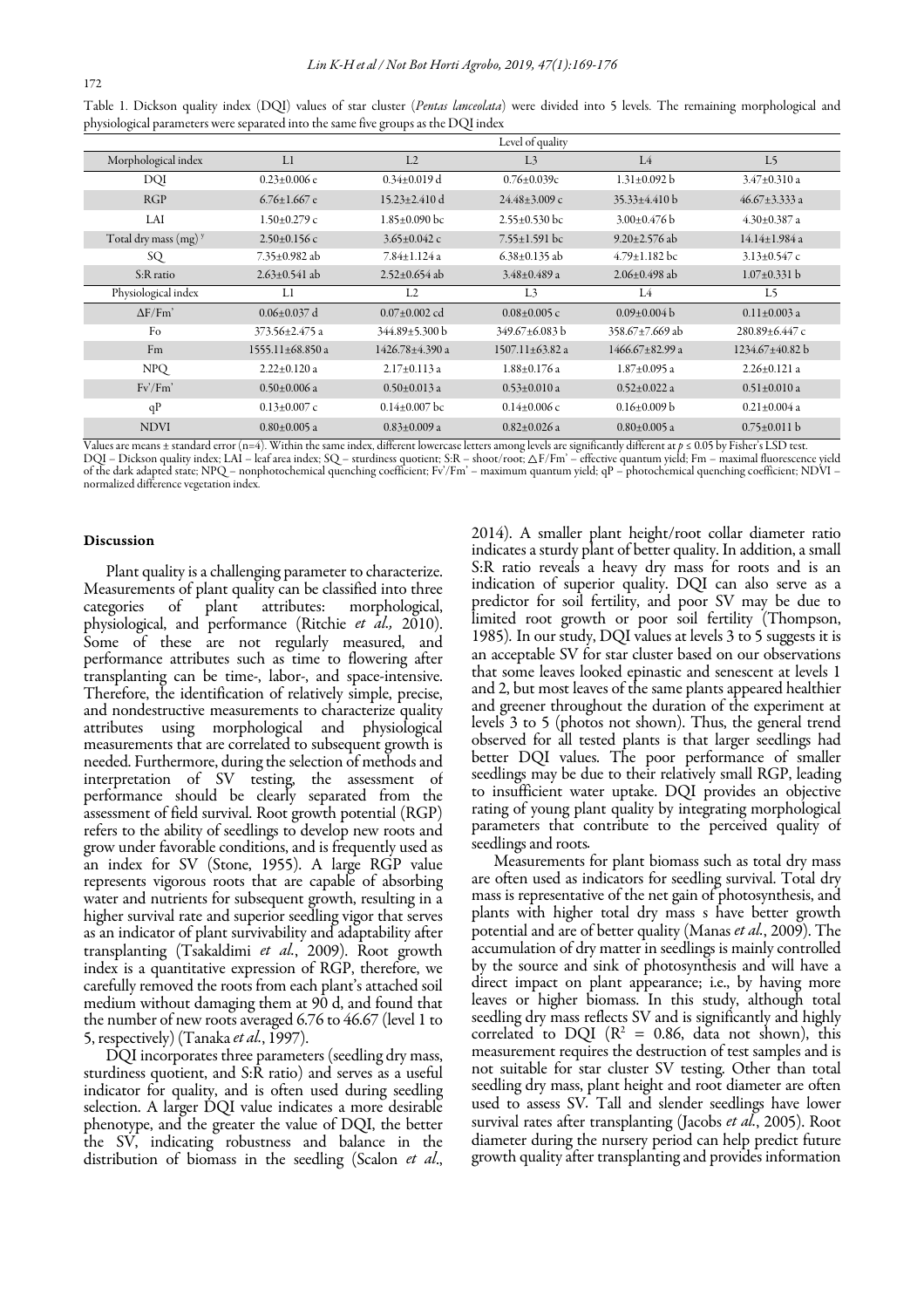Table 1. Dickson quality index (DQI) values of star cluster (*Pentas lanceolata*) were divided into 5 levels. The remaining morphological and physiological parameters were separated into the same five groups as the DQI index

| | Level of quality | | | | |
|---|---|---|---|---|---|
| Morphological index | L1 | L2 | L3 | L4 | L5 |
| DQI | 0.23±0.006 e | 0.34±0.019 d | 0.76±0.039c | 1.31±0.092 b | 3.47±0.310 a |
| RGP | 6.76±1.667 e | 15.23±2.410 d | 24.48±3.009 c | 35.33±4.410 b | 46.67±3.333 a |
| LAI | 1.50±0.279 c | 1.85±0.090 bc | 2.55±0.530 bc | 3.00±0.476 b | 4.30±0.387 a |
| Total dry mass (mg) [y] | 2.50±0.156 c | 3.65±0.042 c | 7.55±1.591 bc | 9.20±2.576 ab | 14.14±1.984 a |
| SQ | 7.35±0.982 ab | 7.84±1.124 a | 6.38±0.135 ab | 4.79±1.182 bc | 3.13±0.547 c |
| S:R ratio | 2.63±0.541 ab | 2.52±0.654 ab | 3.48±0.489 a | 2.06±0.498 ab | 1.07±0.331 b |
| Physiological index | L1 | L2 | L3 | L4 | L5 |
| ΔF/Fm' | 0.06±0.037 d | 0.07±0.002 cd | 0.08±0.005 c | 0.09±0.004 b | 0.11±0.003 a |
| Fo | 373.56±2.475 a | 344.89±5.300 b | 349.67±6.083 b | 358.67±7.669 ab | 280.89±6.447 c |
| Fm | 1555.11±68.850 a | 1426.78±4.390 a | 1507.11±63.82 a | 1466.67±82.99 a | 1234.67±40.82 b |
| NPQ | 2.22±0.120 a | 2.17±0.113 a | 1.88±0.176 a | 1.87±0.095 a | 2.26±0.121 a |
| Fv'/Fm' | 0.50±0.006 a | 0.50±0.013 a | 0.53±0.010 a | 0.52±0.022 a | 0.51±0.010 a |
| qP | 0.13±0.007 c | 0.14±0.007 bc | 0.14±0.006 c | 0.16±0.009 b | 0.21±0.004 a |
| NDVI | 0.80±0.005 a | 0.83±0.009 a | 0.82±0.026 a | 0.80±0.005 a | 0.75±0.011 b |

Values are means ± standard error (n=4). Within the same index, different lowercase letters among levels are significantly different at $p \le 0.05$ by Fisher's LSD test.
DQI – Dickson quality index; LAI – leaf area index; SQ – sturdiness quotient; S:R – shoot/root; △F/Fm' – effective quantum yield; Fm – maximal fluorescence yield of the dark adapted state; NPQ – nonphotochemical quenching coefficient; Fv'/Fm' – maximum quantum yield; qP – photochemical quenching coefficient; NDVI – normalized difference vegetation index.

## Discussion

Plant quality is a challenging parameter to characterize. Measurements of plant quality can be classified into three categories of plant attributes: morphological, physiological, and performance (Ritchie *et al.,* 2010). Some of these are not regularly measured, and performance attributes such as time to flowering after transplanting can be time-, labor-, and space-intensive. Therefore, the identification of relatively simple, precise, and nondestructive measurements to characterize quality attributes using morphological and physiological measurements that are correlated to subsequent growth is needed. Furthermore, during the selection of methods and interpretation of SV testing, the assessment of performance should be clearly separated from the assessment of field survival. Root growth potential (RGP) refers to the ability of seedlings to develop new roots and grow under favorable conditions, and is frequently used as an index for SV (Stone, 1955). A large RGP value represents vigorous roots that are capable of absorbing water and nutrients for subsequent growth, resulting in a higher survival rate and superior seedling vigor that serves as an indicator of plant survivability and adaptability after transplanting (Tsakaldimi *et al.*, 2009). Root growth index is a quantitative expression of RGP, therefore, we carefully removed the roots from each plant's attached soil medium without damaging them at 90 d, and found that the number of new roots averaged 6.76 to 46.67 (level 1 to 5, respectively) (Tanaka *et al.*, 1997).

DQI incorporates three parameters (seedling dry mass, sturdiness quotient, and S:R ratio) and serves as a useful indicator for quality, and is often used during seedling selection. A larger DQI value indicates a more desirable phenotype, and the greater the value of DQI, the better the SV, indicating robustness and balance in the distribution of biomass in the seedling (Scalon *et al*., 2014). A smaller plant height/root collar diameter ratio indicates a sturdy plant of better quality. In addition, a small S:R ratio reveals a heavy dry mass for roots and is an indication of superior quality. DQI can also serve as a predictor for soil fertility, and poor SV may be due to limited root growth or poor soil fertility (Thompson, 1985). In our study, DQI values at levels 3 to 5 suggests it is an acceptable SV for star cluster based on our observations that some leaves looked epinastic and senescent at levels 1 and 2, but most leaves of the same plants appeared healthier and greener throughout the duration of the experiment at levels 3 to 5 (photos not shown). Thus, the general trend observed for all tested plants is that larger seedlings had better DQI values. The poor performance of smaller seedlings may be due to their relatively small RGP, leading to insufficient water uptake. DQI provides an objective rating of young plant quality by integrating morphological parameters that contribute to the perceived quality of seedlings and roots.

Measurements for plant biomass such as total dry mass are often used as indicators for seedling survival. Total dry mass is representative of the net gain of photosynthesis, and plants with higher total dry mass s have better growth potential and are of better quality (Manas *et al.*, 2009). The accumulation of dry matter in seedlings is mainly controlled by the source and sink of photosynthesis and will have a direct impact on plant appearance; i.e., by having more leaves or higher biomass. In this study, although total seedling dry mass reflects SV and is significantly and highly correlated to DQI ($R^2$ = 0.86, data not shown), this measurement requires the destruction of test samples and is not suitable for star cluster SV testing. Other than total seedling dry mass, plant height and root diameter are often used to assess SV. Tall and slender seedlings have lower survival rates after transplanting (Jacobs *et al.*, 2005). Root diameter during the nursery period can help predict future growth quality after transplanting and provides information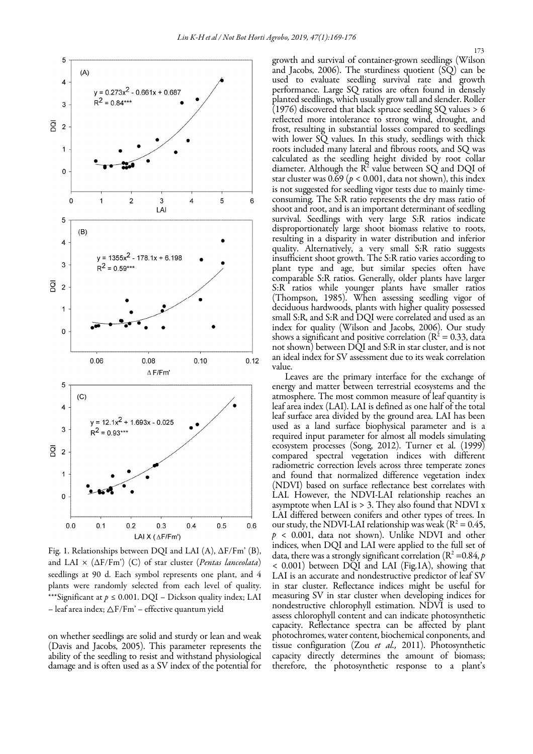Fig. 1. Relationships between DQI and LAI (A), ΔF/Fm' (B), and LAI × (ΔF/Fm') (C) of star cluster (*Pentas lanceolata*) seedlings at 90 d. Each symbol represents one plant, and 4 plants were randomly selected from each level of quality. ***Significant at $p \leq 0.001$. DQI – Dickson quality index; LAI – leaf area index; △F/Fm' – effective quantum yield

on whether seedlings are solid and sturdy or lean and weak (Davis and Jacobs, 2005). This parameter represents the ability of the seedling to resist and withstand physiological damage and is often used as a SV index of the potential for growth and survival of container-grown seedlings (Wilson and Jacobs, 2006). The sturdiness quotient (SQ) can be used to evaluate seedling survival rate and growth performance. Large SQ ratios are often found in densely planted seedlings, which usually grow tall and slender. Roller (1976) discovered that black spruce seedling SQ values > 6 reflected more intolerance to strong wind, drought, and frost, resulting in substantial losses compared to seedlings with lower SQ values. In this study, seedlings with thick roots included many lateral and fibrous roots, and SQ was calculated as the seedling height divided by root collar diameter. Although the $R^2$ value between SQ and DQI of star cluster was 0.69 ($p < 0.001$, data not shown), this index is not suggested for seedling vigor tests due to mainly time-consuming. The S:R ratio represents the dry mass ratio of shoot and root, and is an important determinant of seedling survival. Seedlings with very large S:R ratios indicate disproportionately large shoot biomass relative to roots, resulting in a disparity in water distribution and inferior quality. Alternatively, a very small S:R ratio suggests insufficient shoot growth. The S:R ratio varies according to plant type and age, but similar species often have comparable S:R ratios. Generally, older plants have larger S:R ratios while younger plants have smaller ratios (Thompson, 1985). When assessing seedling vigor of deciduous hardwoods, plants with higher quality possessed small S:R, and S:R and DQI were correlated and used as an index for quality (Wilson and Jacobs, 2006). Our study shows a significant and positive correlation ($R^2 = 0.33$, data not shown) between DQI and S:R in star cluster, and is not an ideal index for SV assessment due to its weak correlation value.

Leaves are the primary interface for the exchange of energy and matter between terrestrial ecosystems and the atmosphere. The most common measure of leaf quantity is leaf area index (LAI). LAI is defined as one half of the total leaf surface area divided by the ground area. LAI has been used as a land surface biophysical parameter and is a required input parameter for almost all models simulating ecosystem processes (Song, 2012). Turner et al. (1999) compared spectral vegetation indices with different radiometric correction levels across three temperate zones and found that normalized difference vegetation index (NDVI) based on surface reflectance best correlates with LAI. However, the NDVI-LAI relationship reaches an asymptote when LAI is > 3. They also found that NDVI x LAI differed between conifers and other types of trees. In our study, the NDVI-LAI relationship was weak ($R^2 = 0.45$, $p < 0.001$, data not shown). Unlike NDVI and other indices, when DQI and LAI were applied to the full set of data, there was a strongly significant correlation ($R^2 = 0.84$, $p < 0.001$) between DQI and LAI (Fig.1A), showing that LAI is an accurate and nondestructive predictor of leaf SV in star cluster. Reflectance indices might be useful for measuring SV in star cluster when developing indices for nondestructive chlorophyll estimation. NDVI is used to assess chlorophyll content and can indicate photosynthetic capacity. Reflectance spectra can be affected by plant photochromes, water content, biochemical conponents, and tissue configuration (Zou *et al.,* 2011). Photosynthetic capacity directly determines the amount of biomass; therefore, the photosynthetic response to a plant's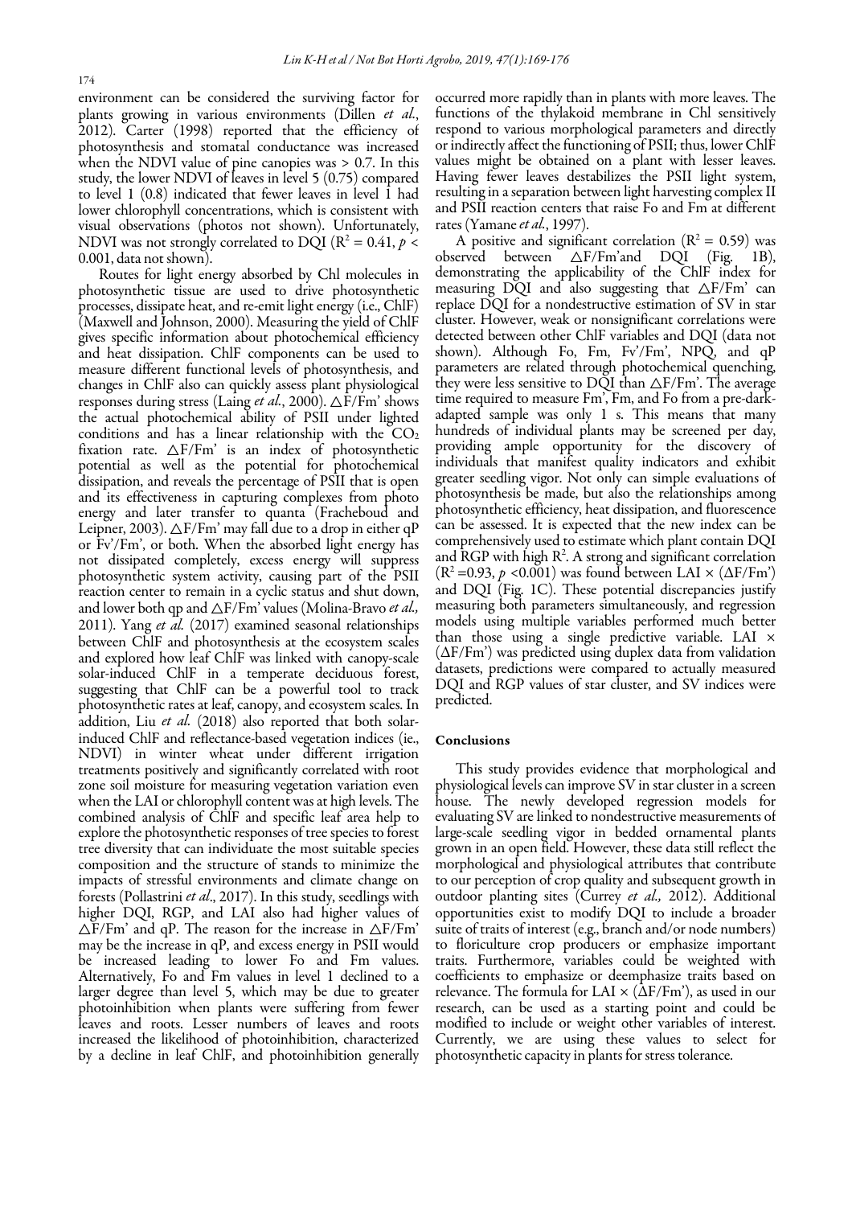environment can be considered the surviving factor for plants growing in various environments (Dillen *et al.*, 2012). Carter (1998) reported that the efficiency of photosynthesis and stomatal conductance was increased when the NDVI value of pine canopies was > 0.7. In this study, the lower NDVI of leaves in level 5 (0.75) compared to level 1 (0.8) indicated that fewer leaves in level 1 had lower chlorophyll concentrations, which is consistent with visual observations (photos not shown). Unfortunately, NDVI was not strongly correlated to DQI ($R^2$ = 0.41, $p <$ 0.001, data not shown).

Routes for light energy absorbed by Chl molecules in photosynthetic tissue are used to drive photosynthetic processes, dissipate heat, and re-emit light energy (i.e., ChlF) (Maxwell and Johnson, 2000). Measuring the yield of ChlF gives specific information about photochemical efficiency and heat dissipation. ChlF components can be used to measure different functional levels of photosynthesis, and changes in ChlF also can quickly assess plant physiological responses during stress (Laing *et al.*, 2000). △F/Fm' shows the actual photochemical ability of PSII under lighted conditions and has a linear relationship with the $CO_2$ fixation rate. △F/Fm' is an index of photosynthetic potential as well as the potential for photochemical dissipation, and reveals the percentage of PSII that is open and its effectiveness in capturing complexes from photo energy and later transfer to quanta (Fracheboud and Leipner, 2003). △F/Fm' may fall due to a drop in either qP or Fv'/Fm', or both. When the absorbed light energy has not dissipated completely, excess energy will suppress photosynthetic system activity, causing part of the PSII reaction center to remain in a cyclic status and shut down, and lower both qp and △F/Fm' values (Molina-Bravo *et al.,* 2011). Yang *et al.* (2017) examined seasonal relationships between ChlF and photosynthesis at the ecosystem scales and explored how leaf ChlF was linked with canopy-scale solar-induced ChlF in a temperate deciduous forest, suggesting that ChlF can be a powerful tool to track photosynthetic rates at leaf, canopy, and ecosystem scales. In addition, Liu *et al.* (2018) also reported that both solar-induced ChlF and reflectance-based vegetation indices (ie., NDVI) in winter wheat under different irrigation treatments positively and significantly correlated with root zone soil moisture for measuring vegetation variation even when the LAI or chlorophyll content was at high levels. The combined analysis of ChlF and specific leaf area help to explore the photosynthetic responses of tree species to forest tree diversity that can individuate the most suitable species composition and the structure of stands to minimize the impacts of stressful environments and climate change on forests (Pollastrini *et al.*, 2017). In this study, seedlings with higher DQI, RGP, and LAI also had higher values of △F/Fm' and qP. The reason for the increase in △F/Fm' may be the increase in qP, and excess energy in PSII would be increased leading to lower Fo and Fm values. Alternatively, Fo and Fm values in level 1 declined to a larger degree than level 5, which may be due to greater photoinhibition when plants were suffering from fewer leaves and roots. Lesser numbers of leaves and roots increased the likelihood of photoinhibition, characterized by a decline in leaf ChlF, and photoinhibition generally occurred more rapidly than in plants with more leaves. The functions of the thylakoid membrane in Chl sensitively respond to various morphological parameters and directly or indirectly affect the functioning of PSII; thus, lower ChlF values might be obtained on a plant with lesser leaves. Having fewer leaves destabilizes the PSII light system, resulting in a separation between light harvesting complex II and PSII reaction centers that raise Fo and Fm at different rates (Yamane *et al.*, 1997).

A positive and significant correlation ($R^2$ = 0.59) was observed between △F/Fm'and DQI (Fig. 1B), demonstrating the applicability of the ChlF index for measuring DQI and also suggesting that △F/Fm' can replace DQI for a nondestructive estimation of SV in star cluster. However, weak or nonsignificant correlations were detected between other ChlF variables and DQI (data not shown). Although Fo, Fm, Fv'/Fm', NPQ, and qP parameters are related through photochemical quenching, they were less sensitive to DQI than △F/Fm'. The average time required to measure Fm', Fm, and Fo from a pre-dark-adapted sample was only 1 s. This means that many hundreds of individual plants may be screened per day, providing ample opportunity for the discovery of individuals that manifest quality indicators and exhibit greater seedling vigor. Not only can simple evaluations of photosynthesis be made, but also the relationships among photosynthetic efficiency, heat dissipation, and fluorescence can be assessed. It is expected that the new index can be comprehensively used to estimate which plant contain DQI and RGP with high $R^2$. A strong and significant correlation ($R^2$ =0.93, $p$ <0.001) was found between LAI × (ΔF/Fm') and DQI (Fig. 1C). These potential discrepancies justify measuring both parameters simultaneously, and regression models using multiple variables performed much better than those using a single predictive variable. LAI × (ΔF/Fm') was predicted using duplex data from validation datasets, predictions were compared to actually measured DQI and RGP values of star cluster, and SV indices were predicted.

## Conclusions

This study provides evidence that morphological and physiological levels can improve SV in star cluster in a screen house. The newly developed regression models for evaluating SV are linked to nondestructive measurements of large-scale seedling vigor in bedded ornamental plants grown in an open field. However, these data still reflect the morphological and physiological attributes that contribute to our perception of crop quality and subsequent growth in outdoor planting sites (Currey *et al.,* 2012). Additional opportunities exist to modify DQI to include a broader suite of traits of interest (e.g., branch and/or node numbers) to floriculture crop producers or emphasize important traits. Furthermore, variables could be weighted with coefficients to emphasize or deemphasize traits based on relevance. The formula for LAI × (ΔF/Fm'), as used in our research, can be used as a starting point and could be modified to include or weight other variables of interest. Currently, we are using these values to select for photosynthetic capacity in plants for stress tolerance.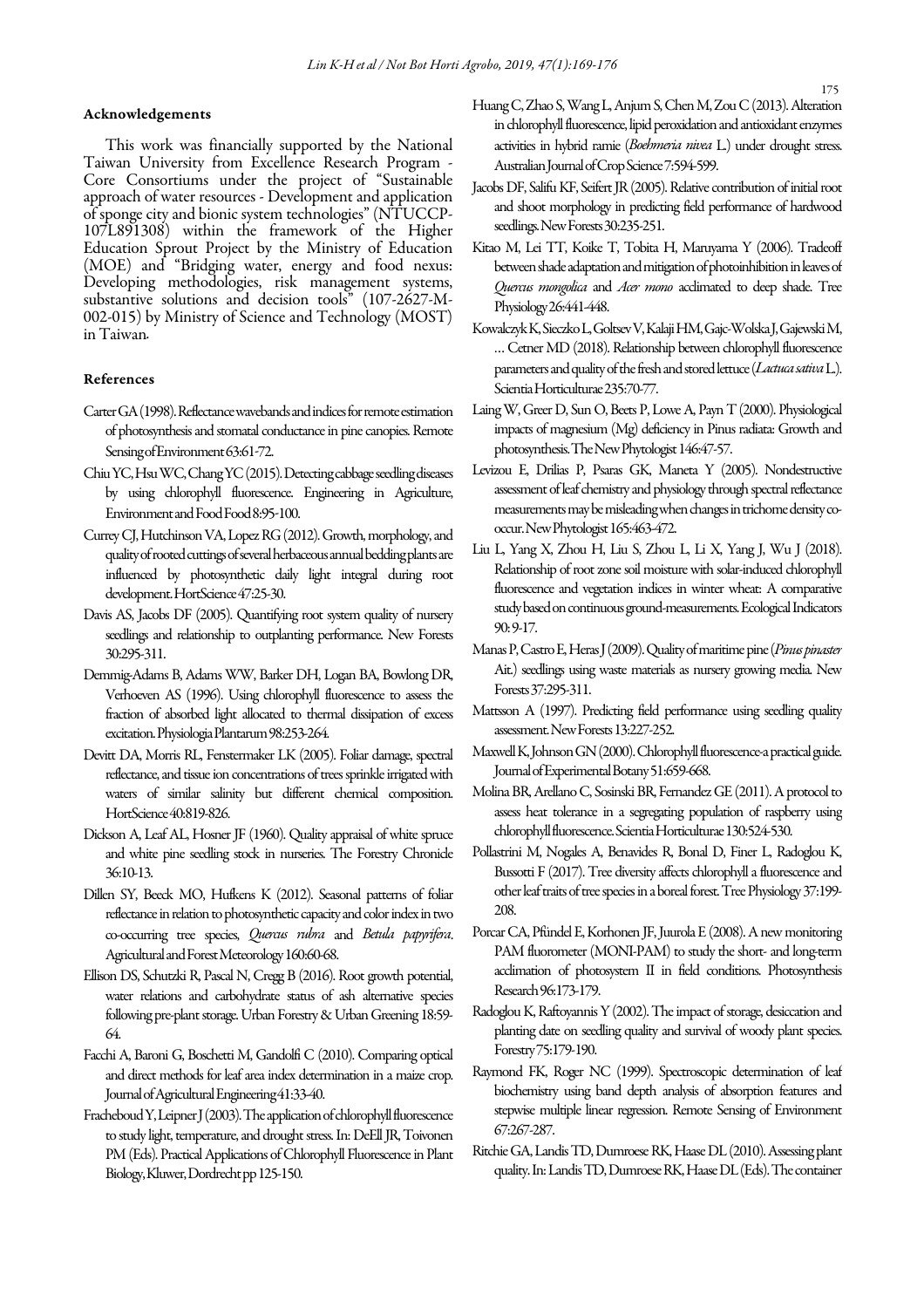### Acknowledgements

This work was financially supported by the National Taiwan University from Excellence Research Program - Core Consortiums under the project of "Sustainable approach of water resources - Development and application of sponge city and bionic system technologies" (NTUCCP-107L891308) within the framework of the Higher Education Sprout Project by the Ministry of Education (MOE) and "Bridging water, energy and food nexus: Developing methodologies, risk management systems, substantive solutions and decision tools" (107-2627-M-002-015) by Ministry of Science and Technology (MOST) in Taiwan.

### References

Carter GA (1998). Reflectance wavebands and indices for remote estimation of photosynthesis and stomatal conductance in pine canopies. Remote Sensing of Environment 63:61-72.

Chiu YC, Hsu WC, Chang YC (2015). Detecting cabbage seedling diseases by using chlorophyll fluorescence. Engineering in Agriculture, Environment and Food Food 8:95-100.

Currey CJ, Hutchinson VA, Lopez RG (2012). Growth, morphology, and quality of rooted cuttings of several herbaceous annual bedding plants are influenced by photosynthetic daily light integral during root development. HortScience 47:25-30.

Davis AS, Jacobs DF (2005). Quantifying root system quality of nursery seedlings and relationship to outplanting performance. New Forests 30:295-311.

Demmig-Adams B, Adams WW, Barker DH, Logan BA, Bowlong DR, Verhoeven AS (1996). Using chlorophyll fluorescence to assess the fraction of absorbed light allocated to thermal dissipation of excess excitation. Physiologia Plantarum 98:253-264.

Devitt DA, Morris RL, Fenstermaker LK (2005). Foliar damage, spectral reflectance, and tissue ion concentrations of trees sprinkle irrigated with waters of similar salinity but different chemical composition. HortScience 40:819-826.

Dickson A, Leaf AL, Hosner JF (1960). Quality appraisal of white spruce and white pine seedling stock in nurseries. The Forestry Chronicle 36:10-13.

Dillen SY, Beeck MO, Hufkens K (2012). Seasonal patterns of foliar reflectance in relation to photosynthetic capacity and color index in two co-occurring tree species, *Quercus rubra* and *Betula papyrifera*. Agricultural and Forest Meteorology 160:60-68.

Ellison DS, Schutzki R, Pascal N, Cregg B (2016). Root growth potential, water relations and carbohydrate status of ash alternative species following pre-plant storage. Urban Forestry & Urban Greening 18:59-64.

Facchi A, Baroni G, Boschetti M, Gandolfi C (2010). Comparing optical and direct methods for leaf area index determination in a maize crop. Journal of Agricultural Engineering 41:33-40.

Fracheboud Y, Leipner J (2003). The application of chlorophyll fluorescence to study light, temperature, and drought stress. In: DeEll JR, Toivonen PM (Eds). Practical Applications of Chlorophyll Fluorescence in Plant Biology, Kluwer, Dordrecht pp 125-150.

Huang C, Zhao S, Wang L, Anjum S, Chen M, Zou C (2013). Alteration in chlorophyll fluorescence, lipid peroxidation and antioxidant enzymes activities in hybrid ramie (*Boehmeria nivea* L.) under drought stress. Australian Journal of Crop Science 7:594-599.

Jacobs DF, Salifu KF, Seifert JR (2005). Relative contribution of initial root and shoot morphology in predicting field performance of hardwood seedlings. New Forests 30:235-251.

Kitao M, Lei TT, Koike T, Tobita H, Maruyama Y (2006). Tradeoff between shade adaptation and mitigation of photoinhibition in leaves of *Quercus mongolica* and *Acer mono* acclimated to deep shade. Tree Physiology 26:441-448.

Kowalczyk K, Sieczko L, Goltsev V, Kalaji HM, Gajc-Wolska J, Gajewski M, … Cetner MD (2018). Relationship between chlorophyll fluorescence parameters and quality of the fresh and stored lettuce (*Lactuca sativa* L.). Scientia Horticulturae 235:70-77.

Laing W, Greer D, Sun O, Beets P, Lowe A, Payn T (2000). Physiological impacts of magnesium (Mg) deficiency in Pinus radiata: Growth and photosynthesis. The New Phytologist 146:47-57.

Levizou E, Drilias P, Psaras GK, Maneta Y (2005). Nondestructive assessment of leaf chemistry and physiology through spectral reflectance measurements may be misleading when changes in trichome density co-occur. New Phytologist 165:463-472.

Liu L, Yang X, Zhou H, Liu S, Zhou L, Li X, Yang J, Wu J (2018). Relationship of root zone soil moisture with solar-induced chlorophyll fluorescence and vegetation indices in winter wheat: A comparative study based on continuous ground-measurements. Ecological Indicators 90: 9-17.

Manas P, Castro E, Heras J (2009). Quality of maritime pine (*Pinus pinaster* Ait.) seedlings using waste materials as nursery growing media. New Forests 37:295-311.

Mattsson A (1997). Predicting field performance using seedling quality assessment. New Forests 13:227-252.

Maxwell K, Johnson GN (2000). Chlorophyll fluorescence-a practical guide. Journal of Experimental Botany 51:659-668.

Molina BR, Arellano C, Sosinski BR, Fernandez GE (2011). A protocol to assess heat tolerance in a segregating population of raspberry using chlorophyll fluorescence. Scientia Horticulturae 130:524-530.

Pollastrini M, Nogales A, Benavides R, Bonal D, Finer L, Radoglou K, Bussotti F (2017). Tree diversity affects chlorophyll a fluorescence and other leaf traits of tree species in a boreal forest. Tree Physiology 37:199-208.

Porcar CA, Pfündel E, Korhonen JF, Juurola E (2008). A new monitoring PAM fluorometer (MONI-PAM) to study the short- and long-term acclimation of photosystem II in field conditions. Photosynthesis Research 96:173-179.

Radoglou K, Raftoyannis Y (2002). The impact of storage, desiccation and planting date on seedling quality and survival of woody plant species. Forestry 75:179-190.

Raymond FK, Roger NC (1999). Spectroscopic determination of leaf biochemistry using band depth analysis of absorption features and stepwise multiple linear regression. Remote Sensing of Environment 67:267-287.

Ritchie GA, Landis TD, Dumroese RK, Haase DL (2010). Assessing plant quality. In: Landis TD, Dumroese RK, Haase DL (Eds). The container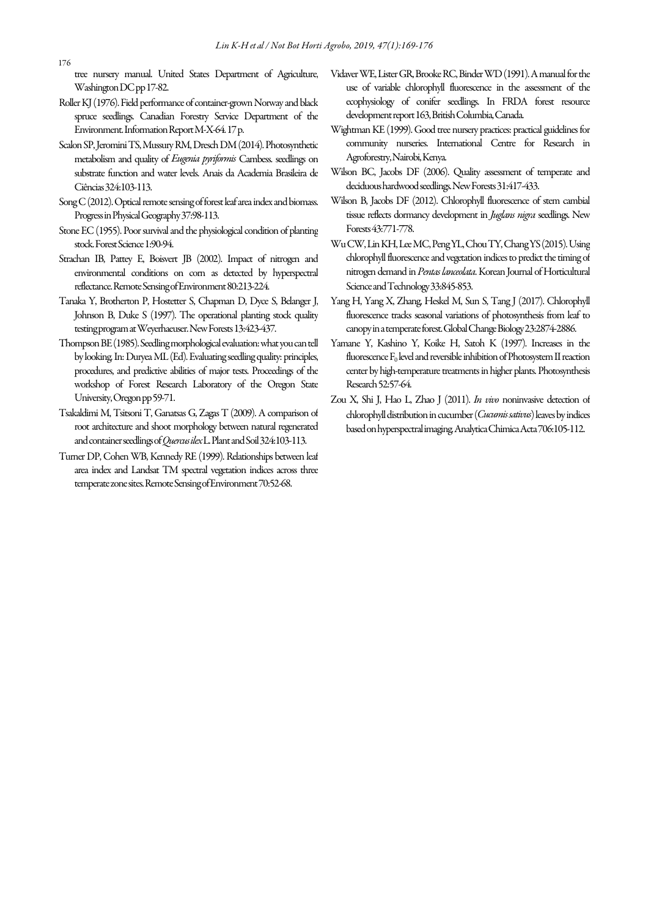tree nursery manual. United States Department of Agriculture, Washington DC pp 17-82.

Roller KJ (1976). Field performance of container-grown Norway and black spruce seedlings. Canadian Forestry Service Department of the Environment. Information Report M-X-64. 17 p.

Scalon SP, Jeromini TS, Mussury RM, Dresch DM (2014). Photosynthetic metabolism and quality of *Eugenia pyriformis* Cambess. seedlings on substrate function and water levels. Anais da Academia Brasileira de Ciências 324:103-113.

Song C (2012). Optical remote sensing of forest leaf area index and biomass. Progress in Physical Geography 37:98-113.

Stone EC (1955). Poor survival and the physiological condition of planting stock. Forest Science 1:90-94.

Strachan IB, Pattey E, Boisvert JB (2002). Impact of nitrogen and environmental conditions on corn as detected by hyperspectral reflectance. Remote Sensing of Environment 80:213-224.

Tanaka Y, Brotherton P, Hostetter S, Chapman D, Dyce S, Belanger J, Johnson B, Duke S (1997). The operational planting stock quality testing program at Weyerhaeuser. New Forests 13:423-437.

Thompson BE (1985). Seedling morphological evaluation: what you can tell by looking. In: Duryea ML (Ed). Evaluating seedling quality: principles, procedures, and predictive abilities of major tests. Proceedings of the workshop of Forest Research Laboratory of the Oregon State University, Oregon pp 59-71.

Tsakaldimi M, Tsitsoni T, Ganatsas G, Zagas T (2009). A comparison of root architecture and shoot morphology between natural regenerated and container seedlings of *Quercus ilex* L. Plant and Soil 324:103-113.

Turner DP, Cohen WB, Kennedy RE (1999). Relationships between leaf area index and Landsat TM spectral vegetation indices across three temperate zone sites. Remote Sensing of Environment 70:52-68.

Vidaver WE, Lister GR, Brooke RC, Binder WD (1991). A manual for the use of variable chlorophyll fluorescence in the assessment of the ecophysiology of conifer seedlings. In FRDA forest resource development report 163, British Columbia, Canada.

Wightman KE (1999). Good tree nursery practices: practical guidelines for community nurseries. International Centre for Research in Agroforestry, Nairobi, Kenya.

Wilson BC, Jacobs DF (2006). Quality assessment of temperate and deciduous hardwood seedlings. New Forests 31:417-433.

Wilson B, Jacobs DF (2012). Chlorophyll fluorescence of stem cambial tissue reflects dormancy development in *Juglans nigra* seedlings. New Forests 43:771-778.

Wu CW, Lin KH, Lee MC, Peng YL, Chou TY, Chang YS (2015). Using chlorophyll fluorescence and vegetation indices to predict the timing of nitrogen demand in *Pentas lanceolata*. Korean Journal of Horticultural Science and Technology 33:845-853.

Yang H, Yang X, Zhang, Heskel M, Sun S, Tang J (2017). Chlorophyll fluorescence tracks seasonal variations of photosynthesis from leaf to canopy in a temperate forest. Global Change Biology 23:2874-2886.

Yamane Y, Kashino Y, Koike H, Satoh K (1997). Increases in the fluorescence $F_0$ level and reversible inhibition of Photosystem II reaction center by high-temperature treatments in higher plants. Photosynthesis Research 52:57-64.

Zou X, Shi J, Hao L, Zhao J (2011). *In vivo* noninvasive detection of chlorophyll distribution in cucumber (*Cucumis sativus*) leaves by indices based on hyperspectral imaging. Analytica Chimica Acta 706:105-112.